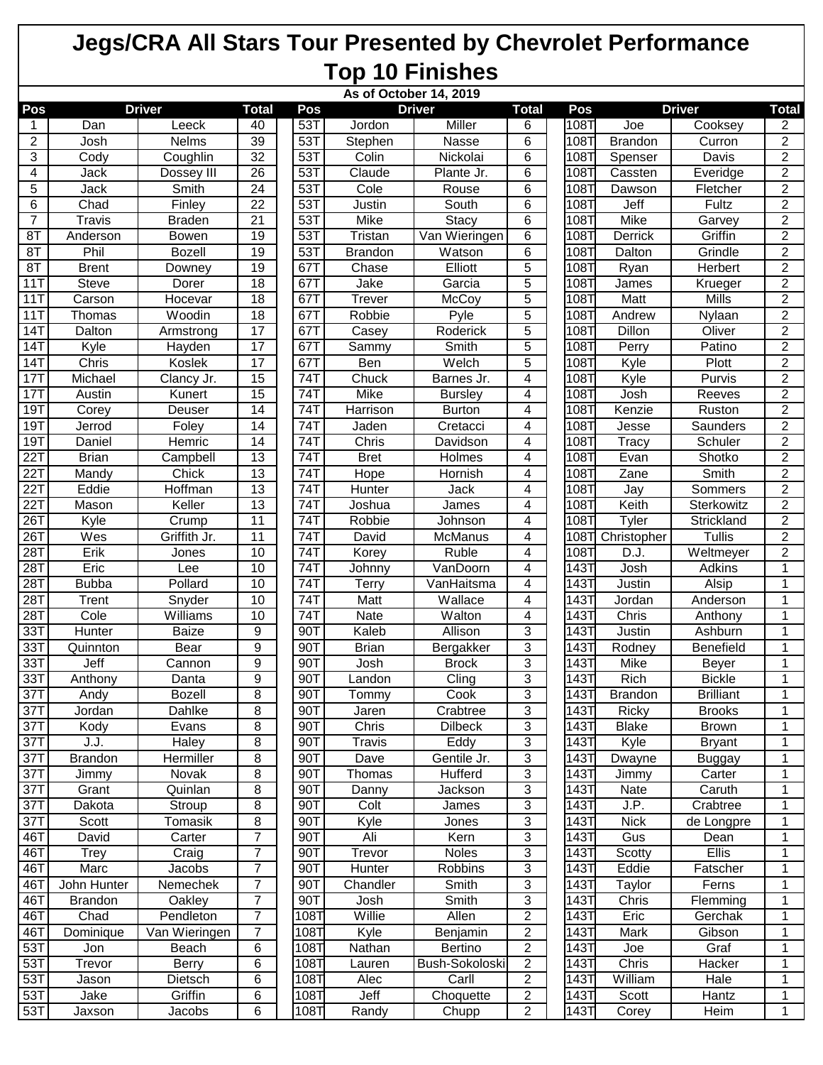# Jegs/CRA All Stars Tour Presented by Chevrolet Performance

## Top 10 Finishes

**As of October 14, 2019**

| Pos | Driver | | Total | Pos | Driver | | Total | Pos | Driver | | Total |
|---|---|---|---|---|---|---|---|---|---|---|---|
| 1 | Dan | Leeck | 40 | 53T | Jordon | Miller | 6 | 108T | Joe | Cooksey | 2 |
| 2 | Josh | Nelms | 39 | 53T | Stephen | Nasse | 6 | 108T | Brandon | Curron | 2 |
| 3 | Cody | Coughlin | 32 | 53T | Colin | Nickolai | 6 | 108T | Spenser | Davis | 2 |
| 4 | Jack | Dossey III | 26 | 53T | Claude | Plante Jr. | 6 | 108T | Cassten | Everidge | 2 |
| 5 | Jack | Smith | 24 | 53T | Cole | Rouse | 6 | 108T | Dawson | Fletcher | 2 |
| 6 | Chad | Finley | 22 | 53T | Justin | South | 6 | 108T | Jeff | Fultz | 2 |
| 7 | Travis | Braden | 21 | 53T | Mike | Stacy | 6 | 108T | Mike | Garvey | 2 |
| 8T | Anderson | Bowen | 19 | 53T | Tristan | Van Wieringen | 6 | 108T | Derrick | Griffin | 2 |
| 8T | Phil | Bozell | 19 | 53T | Brandon | Watson | 6 | 108T | Dalton | Grindle | 2 |
| 8T | Brent | Downey | 19 | 67T | Chase | Elliott | 5 | 108T | Ryan | Herbert | 2 |
| 11T | Steve | Dorer | 18 | 67T | Jake | Garcia | 5 | 108T | James | Krueger | 2 |
| 11T | Carson | Hocevar | 18 | 67T | Trever | McCoy | 5 | 108T | Matt | Mills | 2 |
| 11T | Thomas | Woodin | 18 | 67T | Robbie | Pyle | 5 | 108T | Andrew | Nylaan | 2 |
| 14T | Dalton | Armstrong | 17 | 67T | Casey | Roderick | 5 | 108T | Dillon | Oliver | 2 |
| 14T | Kyle | Hayden | 17 | 67T | Sammy | Smith | 5 | 108T | Perry | Patino | 2 |
| 14T | Chris | Koslek | 17 | 67T | Ben | Welch | 5 | 108T | Kyle | Plott | 2 |
| 17T | Michael | Clancy Jr. | 15 | 74T | Chuck | Barnes Jr. | 4 | 108T | Kyle | Purvis | 2 |
| 17T | Austin | Kunert | 15 | 74T | Mike | Bursley | 4 | 108T | Josh | Reeves | 2 |
| 19T | Corey | Deuser | 14 | 74T | Harrison | Burton | 4 | 108T | Kenzie | Ruston | 2 |
| 19T | Jerrod | Foley | 14 | 74T | Jaden | Cretacci | 4 | 108T | Jesse | Saunders | 2 |
| 19T | Daniel | Hemric | 14 | 74T | Chris | Davidson | 4 | 108T | Tracy | Schuler | 2 |
| 22T | Brian | Campbell | 13 | 74T | Bret | Holmes | 4 | 108T | Evan | Shotko | 2 |
| 22T | Mandy | Chick | 13 | 74T | Hope | Hornish | 4 | 108T | Zane | Smith | 2 |
| 22T | Eddie | Hoffman | 13 | 74T | Hunter | Jack | 4 | 108T | Jay | Sommers | 2 |
| 22T | Mason | Keller | 13 | 74T | Joshua | James | 4 | 108T | Keith | Sterkowitz | 2 |
| 26T | Kyle | Crump | 11 | 74T | Robbie | Johnson | 4 | 108T | Tyler | Strickland | 2 |
| 26T | Wes | Griffith Jr. | 11 | 74T | David | McManus | 4 | 108T | Christopher | Tullis | 2 |
| 28T | Erik | Jones | 10 | 74T | Korey | Ruble | 4 | 108T | D.J. | Weltmeyer | 2 |
| 28T | Eric | Lee | 10 | 74T | Johnny | VanDoorn | 4 | 143T | Josh | Adkins | 1 |
| 28T | Bubba | Pollard | 10 | 74T | Terry | VanHaitsma | 4 | 143T | Justin | Alsip | 1 |
| 28T | Trent | Snyder | 10 | 74T | Matt | Wallace | 4 | 143T | Jordan | Anderson | 1 |
| 28T | Cole | Williams | 10 | 74T | Nate | Walton | 4 | 143T | Chris | Anthony | 1 |
| 33T | Hunter | Baize | 9 | 90T | Kaleb | Allison | 3 | 143T | Justin | Ashburn | 1 |
| 33T | Quinnton | Bear | 9 | 90T | Brian | Bergakker | 3 | 143T | Rodney | Benefield | 1 |
| 33T | Jeff | Cannon | 9 | 90T | Josh | Brock | 3 | 143T | Mike | Beyer | 1 |
| 33T | Anthony | Danta | 9 | 90T | Landon | Cling | 3 | 143T | Rich | Bickle | 1 |
| 37T | Andy | Bozell | 8 | 90T | Tommy | Cook | 3 | 143T | Brandon | Brilliant | 1 |
| 37T | Jordan | Dahlke | 8 | 90T | Jaren | Crabtree | 3 | 143T | Ricky | Brooks | 1 |
| 37T | Kody | Evans | 8 | 90T | Chris | Dilbeck | 3 | 143T | Blake | Brown | 1 |
| 37T | J.J. | Haley | 8 | 90T | Travis | Eddy | 3 | 143T | Kyle | Bryant | 1 |
| 37T | Brandon | Hermiller | 8 | 90T | Dave | Gentile Jr. | 3 | 143T | Dwayne | Buggay | 1 |
| 37T | Jimmy | Novak | 8 | 90T | Thomas | Hufferd | 3 | 143T | Jimmy | Carter | 1 |
| 37T | Grant | Quinlan | 8 | 90T | Danny | Jackson | 3 | 143T | Nate | Caruth | 1 |
| 37T | Dakota | Stroup | 8 | 90T | Colt | James | 3 | 143T | J.P. | Crabtree | 1 |
| 37T | Scott | Tomasik | 8 | 90T | Kyle | Jones | 3 | 143T | Nick | de Longpre | 1 |
| 46T | David | Carter | 7 | 90T | Ali | Kern | 3 | 143T | Gus | Dean | 1 |
| 46T | Trey | Craig | 7 | 90T | Trevor | Noles | 3 | 143T | Scotty | Ellis | 1 |
| 46T | Marc | Jacobs | 7 | 90T | Hunter | Robbins | 3 | 143T | Eddie | Fatscher | 1 |
| 46T | John Hunter | Nemechek | 7 | 90T | Chandler | Smith | 3 | 143T | Taylor | Ferns | 1 |
| 46T | Brandon | Oakley | 7 | 90T | Josh | Smith | 3 | 143T | Chris | Flemming | 1 |
| 46T | Chad | Pendleton | 7 | 108T | Willie | Allen | 2 | 143T | Eric | Gerchak | 1 |
| 46T | Dominique | Van Wieringen | 7 | 108T | Kyle | Benjamin | 2 | 143T | Mark | Gibson | 1 |
| 53T | Jon | Beach | 6 | 108T | Nathan | Bertino | 2 | 143T | Joe | Graf | 1 |
| 53T | Trevor | Berry | 6 | 108T | Lauren | Bush-Sokoloski | 2 | 143T | Chris | Hacker | 1 |
| 53T | Jason | Dietsch | 6 | 108T | Alec | Carll | 2 | 143T | William | Hale | 1 |
| 53T | Jake | Griffin | 6 | 108T | Jeff | Choquette | 2 | 143T | Scott | Hantz | 1 |
| 53T | Jaxson | Jacobs | 6 | 108T | Randy | Chupp | 2 | 143T | Corey | Heim | 1 |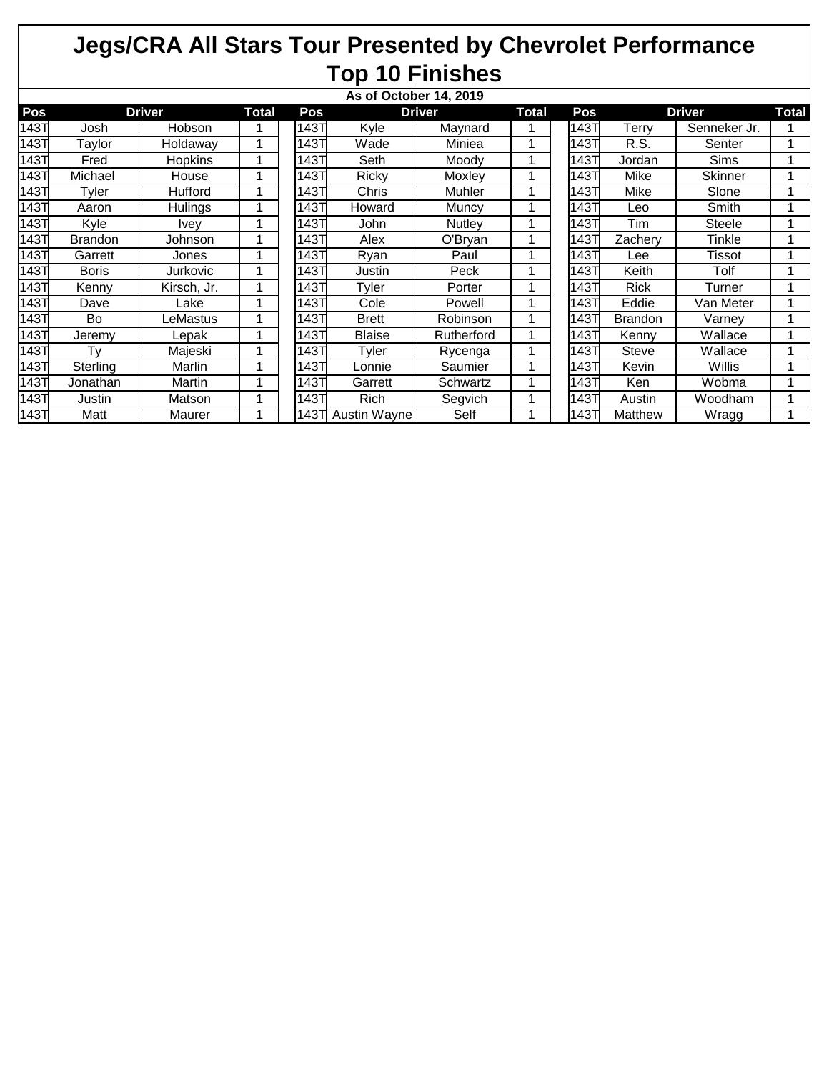# Jegs/CRA All Stars Tour Presented by Chevrolet Performance

## Top 10 Finishes

**As of October 14, 2019**

| Pos | Driver | | Total | Pos | Driver | | Total | Pos | Driver | | Total |
|---|---|---|---|---|---|---|---|---|---|---|---|
| 143T | Josh | Hobson | 1 | 143T | Kyle | Maynard | 1 | 143T | Terry | Senneker Jr. | 1 |
| 143T | Taylor | Holdaway | 1 | 143T | Wade | Miniea | 1 | 143T | R.S. | Senter | 1 |
| 143T | Fred | Hopkins | 1 | 143T | Seth | Moody | 1 | 143T | Jordan | Sims | 1 |
| 143T | Michael | House | 1 | 143T | Ricky | Moxley | 1 | 143T | Mike | Skinner | 1 |
| 143T | Tyler | Hufford | 1 | 143T | Chris | Muhler | 1 | 143T | Mike | Slone | 1 |
| 143T | Aaron | Hulings | 1 | 143T | Howard | Muncy | 1 | 143T | Leo | Smith | 1 |
| 143T | Kyle | Ivey | 1 | 143T | John | Nutley | 1 | 143T | Tim | Steele | 1 |
| 143T | Brandon | Johnson | 1 | 143T | Alex | O'Bryan | 1 | 143T | Zachery | Tinkle | 1 |
| 143T | Garrett | Jones | 1 | 143T | Ryan | Paul | 1 | 143T | Lee | Tissot | 1 |
| 143T | Boris | Jurkovic | 1 | 143T | Justin | Peck | 1 | 143T | Keith | Tolf | 1 |
| 143T | Kenny | Kirsch, Jr. | 1 | 143T | Tyler | Porter | 1 | 143T | Rick | Turner | 1 |
| 143T | Dave | Lake | 1 | 143T | Cole | Powell | 1 | 143T | Eddie | Van Meter | 1 |
| 143T | Bo | LeMastus | 1 | 143T | Brett | Robinson | 1 | 143T | Brandon | Varney | 1 |
| 143T | Jeremy | Lepak | 1 | 143T | Blaise | Rutherford | 1 | 143T | Kenny | Wallace | 1 |
| 143T | Ty | Majeski | 1 | 143T | Tyler | Rycenga | 1 | 143T | Steve | Wallace | 1 |
| 143T | Sterling | Marlin | 1 | 143T | Lonnie | Saumier | 1 | 143T | Kevin | Willis | 1 |
| 143T | Jonathan | Martin | 1 | 143T | Garrett | Schwartz | 1 | 143T | Ken | Wobma | 1 |
| 143T | Justin | Matson | 1 | 143T | Rich | Segvich | 1 | 143T | Austin | Woodham | 1 |
| 143T | Matt | Maurer | 1 | 143T | Austin Wayne | Self | 1 | 143T | Matthew | Wragg | 1 |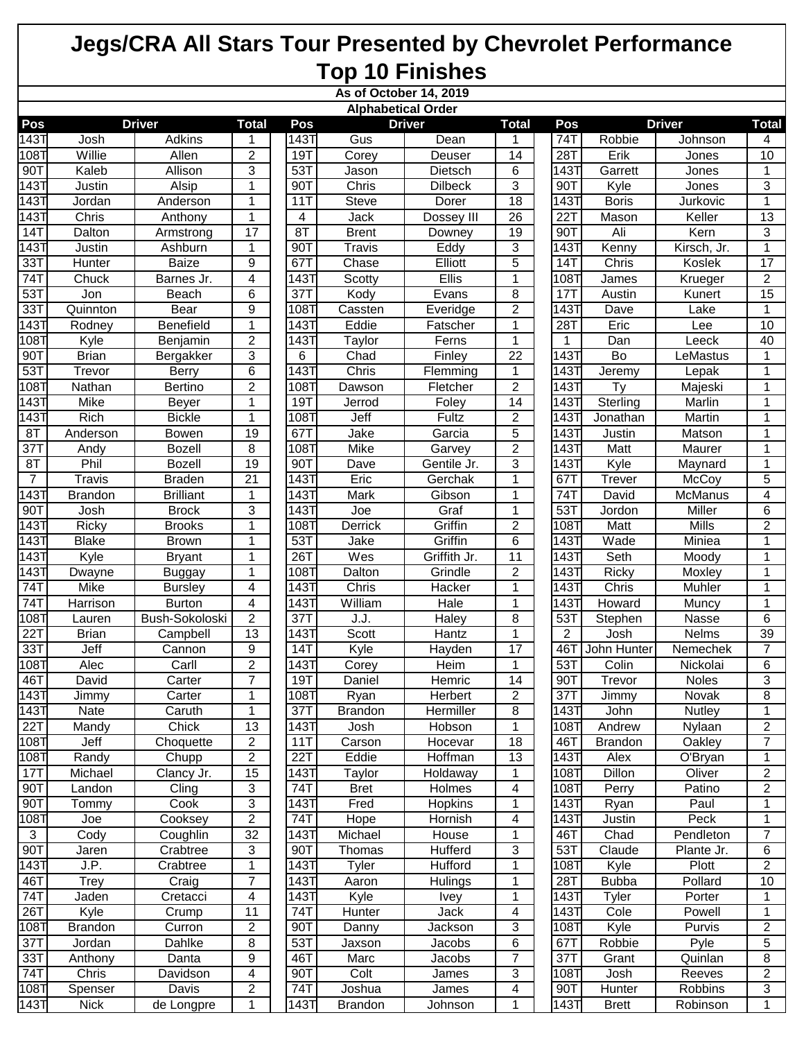# Jegs/CRA All Stars Tour Presented by Chevrolet Performance

## Top 10 Finishes

**As of October 14, 2019**

**Alphabetical Order**

| Pos | Driver | | Total | Pos | Driver | | Total | Pos | Driver | | Total |
|---|---|---|---|---|---|---|---|---|---|---|---|
| 143T | Josh | Adkins | 1 | 143T | Gus | Dean | 1 | 74T | Robbie | Johnson | 4 |
| 108T | Willie | Allen | 2 | 19T | Corey | Deuser | 14 | 28T | Erik | Jones | 10 |
| 90T | Kaleb | Allison | 3 | 53T | Jason | Dietsch | 6 | 143T | Garrett | Jones | 1 |
| 143T | Justin | Alsip | 1 | 90T | Chris | Dilbeck | 3 | 90T | Kyle | Jones | 3 |
| 143T | Jordan | Anderson | 1 | 11T | Steve | Dorer | 18 | 143T | Boris | Jurkovic | 1 |
| 143T | Chris | Anthony | 1 | 4 | Jack | Dossey III | 26 | 22T | Mason | Keller | 13 |
| 14T | Dalton | Armstrong | 17 | 8T | Brent | Downey | 19 | 90T | Ali | Kern | 3 |
| 143T | Justin | Ashburn | 1 | 90T | Travis | Eddy | 3 | 143T | Kenny | Kirsch, Jr. | 1 |
| 33T | Hunter | Baize | 9 | 67T | Chase | Elliott | 5 | 14T | Chris | Koslek | 17 |
| 74T | Chuck | Barnes Jr. | 4 | 143T | Scotty | Ellis | 1 | 108T | James | Krueger | 2 |
| 53T | Jon | Beach | 6 | 37T | Kody | Evans | 8 | 17T | Austin | Kunert | 15 |
| 33T | Quinnton | Bear | 9 | 108T | Cassten | Everidge | 2 | 143T | Dave | Lake | 1 |
| 143T | Rodney | Benefield | 1 | 143T | Eddie | Fatscher | 1 | 28T | Eric | Lee | 10 |
| 108T | Kyle | Benjamin | 2 | 143T | Taylor | Ferns | 1 | 1 | Dan | Leeck | 40 |
| 90T | Brian | Bergakker | 3 | 6 | Chad | Finley | 22 | 143T | Bo | LeMastus | 1 |
| 53T | Trevor | Berry | 6 | 143T | Chris | Flemming | 1 | 143T | Jeremy | Lepak | 1 |
| 108T | Nathan | Bertino | 2 | 108T | Dawson | Fletcher | 2 | 143T | Ty | Majeski | 1 |
| 143T | Mike | Beyer | 1 | 19T | Jerrod | Foley | 14 | 143T | Sterling | Marlin | 1 |
| 143T | Rich | Bickle | 1 | 108T | Jeff | Fultz | 2 | 143T | Jonathan | Martin | 1 |
| 8T | Anderson | Bowen | 19 | 67T | Jake | Garcia | 5 | 143T | Justin | Matson | 1 |
| 37T | Andy | Bozell | 8 | 108T | Mike | Garvey | 2 | 143T | Matt | Maurer | 1 |
| 8T | Phil | Bozell | 19 | 90T | Dave | Gentile Jr. | 3 | 143T | Kyle | Maynard | 1 |
| 7 | Travis | Braden | 21 | 143T | Eric | Gerchak | 1 | 67T | Trever | McCoy | 5 |
| 143T | Brandon | Brilliant | 1 | 143T | Mark | Gibson | 1 | 74T | David | McManus | 4 |
| 90T | Josh | Brock | 3 | 143T | Joe | Graf | 1 | 53T | Jordon | Miller | 6 |
| 143T | Ricky | Brooks | 1 | 108T | Derrick | Griffin | 2 | 108T | Matt | Mills | 2 |
| 143T | Blake | Brown | 1 | 53T | Jake | Griffin | 6 | 143T | Wade | Miniea | 1 |
| 143T | Kyle | Bryant | 1 | 26T | Wes | Griffith Jr. | 11 | 143T | Seth | Moody | 1 |
| 143T | Dwayne | Buggay | 1 | 108T | Dalton | Grindle | 2 | 143T | Ricky | Moxley | 1 |
| 74T | Mike | Bursley | 4 | 143T | Chris | Hacker | 1 | 143T | Chris | Muhler | 1 |
| 74T | Harrison | Burton | 4 | 143T | William | Hale | 1 | 143T | Howard | Muncy | 1 |
| 108T | Lauren | Bush-Sokoloski | 2 | 37T | J.J. | Haley | 8 | 53T | Stephen | Nasse | 6 |
| 22T | Brian | Campbell | 13 | 143T | Scott | Hantz | 1 | 2 | Josh | Nelms | 39 |
| 33T | Jeff | Cannon | 9 | 14T | Kyle | Hayden | 17 | 46T | John Hunter | Nemechek | 7 |
| 108T | Alec | Carll | 2 | 143T | Corey | Heim | 1 | 53T | Colin | Nickolai | 6 |
| 46T | David | Carter | 7 | 19T | Daniel | Hemric | 14 | 90T | Trevor | Noles | 3 |
| 143T | Jimmy | Carter | 1 | 108T | Ryan | Herbert | 2 | 37T | Jimmy | Novak | 8 |
| 143T | Nate | Caruth | 1 | 37T | Brandon | Hermiller | 8 | 143T | John | Nutley | 1 |
| 22T | Mandy | Chick | 13 | 143T | Josh | Hobson | 1 | 108T | Andrew | Nylaan | 2 |
| 108T | Jeff | Choquette | 2 | 11T | Carson | Hocevar | 18 | 46T | Brandon | Oakley | 7 |
| 108T | Randy | Chupp | 2 | 22T | Eddie | Hoffman | 13 | 143T | Alex | O'Bryan | 1 |
| 17T | Michael | Clancy Jr. | 15 | 143T | Taylor | Holdaway | 1 | 108T | Dillon | Oliver | 2 |
| 90T | Landon | Cling | 3 | 74T | Bret | Holmes | 4 | 108T | Perry | Patino | 2 |
| 90T | Tommy | Cook | 3 | 143T | Fred | Hopkins | 1 | 143T | Ryan | Paul | 1 |
| 108T | Joe | Cooksey | 2 | 74T | Hope | Hornish | 4 | 143T | Justin | Peck | 1 |
| 3 | Cody | Coughlin | 32 | 143T | Michael | House | 1 | 46T | Chad | Pendleton | 7 |
| 90T | Jaren | Crabtree | 3 | 90T | Thomas | Hufferd | 3 | 53T | Claude | Plante Jr. | 6 |
| 143T | J.P. | Crabtree | 1 | 143T | Tyler | Hufford | 1 | 108T | Kyle | Plott | 2 |
| 46T | Trey | Craig | 7 | 143T | Aaron | Hulings | 1 | 28T | Bubba | Pollard | 10 |
| 74T | Jaden | Cretacci | 4 | 143T | Kyle | Ivey | 1 | 143T | Tyler | Porter | 1 |
| 26T | Kyle | Crump | 11 | 74T | Hunter | Jack | 4 | 143T | Cole | Powell | 1 |
| 108T | Brandon | Curron | 2 | 90T | Danny | Jackson | 3 | 108T | Kyle | Purvis | 2 |
| 37T | Jordan | Dahlke | 8 | 53T | Jaxson | Jacobs | 6 | 67T | Robbie | Pyle | 5 |
| 33T | Anthony | Danta | 9 | 46T | Marc | Jacobs | 7 | 37T | Grant | Quinlan | 8 |
| 74T | Chris | Davidson | 4 | 90T | Colt | James | 3 | 108T | Josh | Reeves | 2 |
| 108T | Spenser | Davis | 2 | 74T | Joshua | James | 4 | 90T | Hunter | Robbins | 3 |
| 143T | Nick | de Longpre | 1 | 143T | Brandon | Johnson | 1 | 143T | Brett | Robinson | 1 |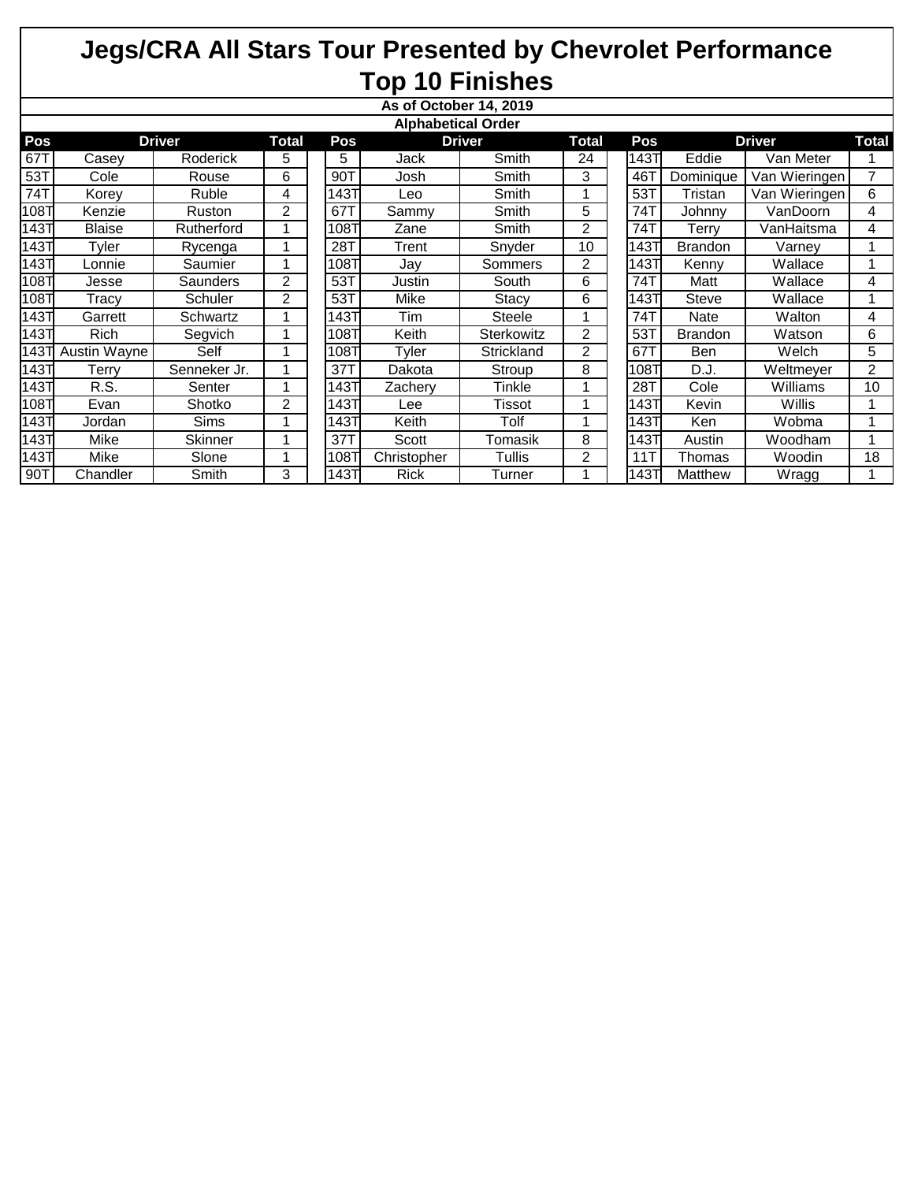# Jegs/CRA All Stars Tour Presented by Chevrolet Performance

# Top 10 Finishes

**As of October 14, 2019**

**Alphabetical Order**

| Pos | Driver | | Total | | Pos | Driver | | Total | | Pos | Driver | | Total |
|---|---|---|---|---|---|---|---|---|---|---|---|---|---|
| 67T | Casey | Roderick | 5 | | 5 | Jack | Smith | 24 | | 143T | Eddie | Van Meter | 1 |
| 53T | Cole | Rouse | 6 | | 90T | Josh | Smith | 3 | | 46T | Dominique | Van Wieringen | 7 |
| 74T | Korey | Ruble | 4 | | 143T | Leo | Smith | 1 | | 53T | Tristan | Van Wieringen | 6 |
| 108T | Kenzie | Ruston | 2 | | 67T | Sammy | Smith | 5 | | 74T | Johnny | VanDoorn | 4 |
| 143T | Blaise | Rutherford | 1 | | 108T | Zane | Smith | 2 | | 74T | Terry | VanHaitsma | 4 |
| 143T | Tyler | Rycenga | 1 | | 28T | Trent | Snyder | 10 | | 143T | Brandon | Varney | 1 |
| 143T | Lonnie | Saumier | 1 | | 108T | Jay | Sommers | 2 | | 143T | Kenny | Wallace | 1 |
| 108T | Jesse | Saunders | 2 | | 53T | Justin | South | 6 | | 74T | Matt | Wallace | 4 |
| 108T | Tracy | Schuler | 2 | | 53T | Mike | Stacy | 6 | | 143T | Steve | Wallace | 1 |
| 143T | Garrett | Schwartz | 1 | | 143T | Tim | Steele | 1 | | 74T | Nate | Walton | 4 |
| 143T | Rich | Segvich | 1 | | 108T | Keith | Sterkowitz | 2 | | 53T | Brandon | Watson | 6 |
| 143T | Austin Wayne | Self | 1 | | 108T | Tyler | Strickland | 2 | | 67T | Ben | Welch | 5 |
| 143T | Terry | Senneker Jr. | 1 | | 37T | Dakota | Stroup | 8 | | 108T | D.J. | Weltmeyer | 2 |
| 143T | R.S. | Senter | 1 | | 143T | Zachery | Tinkle | 1 | | 28T | Cole | Williams | 10 |
| 108T | Evan | Shotko | 2 | | 143T | Lee | Tissot | 1 | | 143T | Kevin | Willis | 1 |
| 143T | Jordan | Sims | 1 | | 143T | Keith | Tolf | 1 | | 143T | Ken | Wobma | 1 |
| 143T | Mike | Skinner | 1 | | 37T | Scott | Tomasik | 8 | | 143T | Austin | Woodham | 1 |
| 143T | Mike | Slone | 1 | | 108T | Christopher | Tullis | 2 | | 11T | Thomas | Woodin | 18 |
| 90T | Chandler | Smith | 3 | | 143T | Rick | Turner | 1 | | 143T | Matthew | Wragg | 1 |